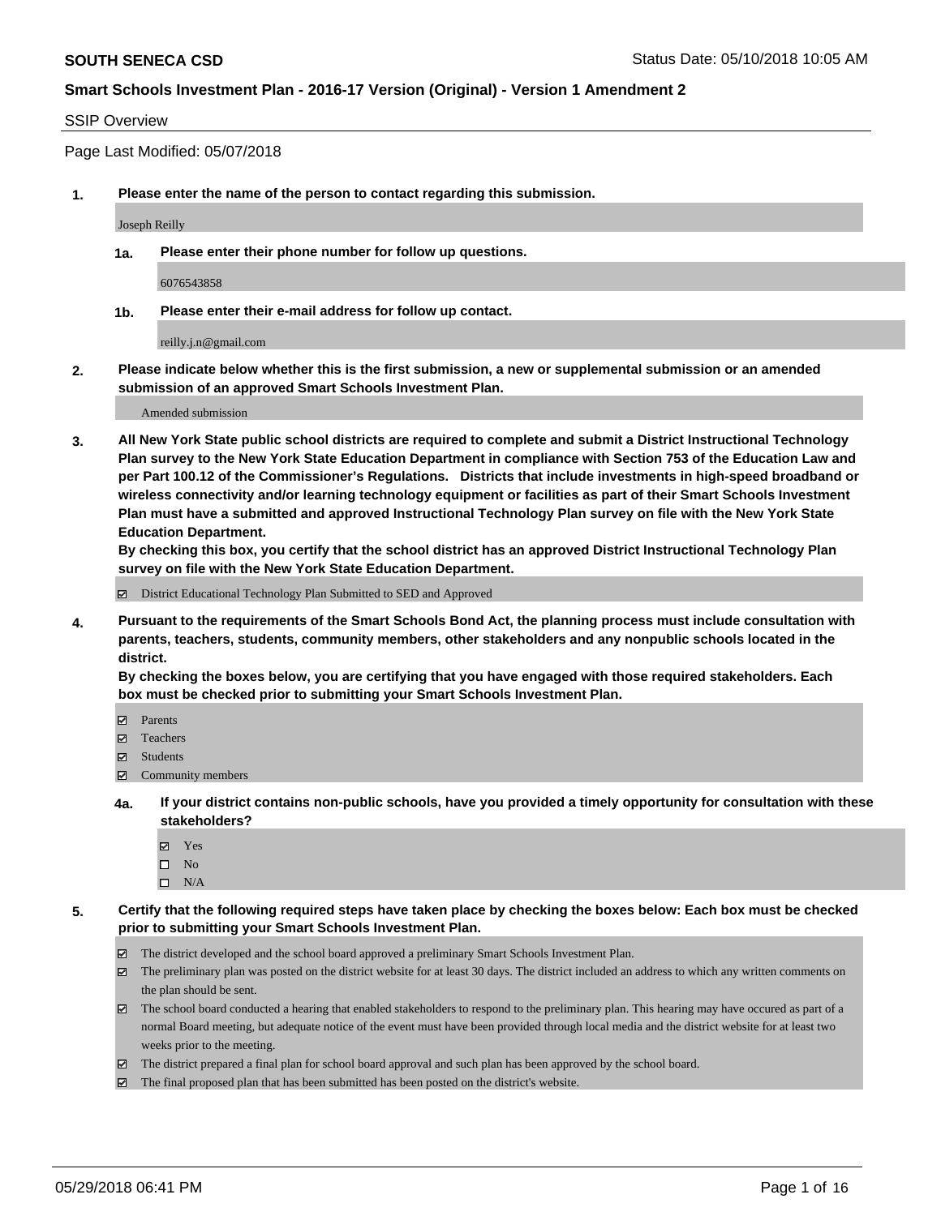**SOUTH SENECA CSD** Status Date: 05/10/2018 10:05 AM

**Smart Schools Investment Plan - 2016-17 Version (Original) - Version 1 Amendment 2**

SSIP Overview

Page Last Modified: 05/07/2018

**1. Please enter the name of the person to contact regarding this submission.**

Joseph Reilly

**1a. Please enter their phone number for follow up questions.**

6076543858

**1b. Please enter their e-mail address for follow up contact.**

reilly.j.n@gmail.com

**2. Please indicate below whether this is the first submission, a new or supplemental submission or an amended submission of an approved Smart Schools Investment Plan.**

Amended submission

**3. All New York State public school districts are required to complete and submit a District Instructional Technology Plan survey to the New York State Education Department in compliance with Section 753 of the Education Law and per Part 100.12 of the Commissioner's Regulations. Districts that include investments in high-speed broadband or wireless connectivity and/or learning technology equipment or facilities as part of their Smart Schools Investment Plan must have a submitted and approved Instructional Technology Plan survey on file with the New York State Education Department.**
**By checking this box, you certify that the school district has an approved District Instructional Technology Plan survey on file with the New York State Education Department.**

☑ District Educational Technology Plan Submitted to SED and Approved

**4. Pursuant to the requirements of the Smart Schools Bond Act, the planning process must include consultation with parents, teachers, students, community members, other stakeholders and any nonpublic schools located in the district.**
**By checking the boxes below, you are certifying that you have engaged with those required stakeholders. Each box must be checked prior to submitting your Smart Schools Investment Plan.**

☑ Parents
☑ Teachers
☑ Students
☑ Community members

**4a. If your district contains non-public schools, have you provided a timely opportunity for consultation with these stakeholders?**

☑ Yes
☐ No
☐ N/A

**5. Certify that the following required steps have taken place by checking the boxes below: Each box must be checked prior to submitting your Smart Schools Investment Plan.**

☑ The district developed and the school board approved a preliminary Smart Schools Investment Plan.
☑ The preliminary plan was posted on the district website for at least 30 days. The district included an address to which any written comments on the plan should be sent.
☑ The school board conducted a hearing that enabled stakeholders to respond to the preliminary plan. This hearing may have occured as part of a normal Board meeting, but adequate notice of the event must have been provided through local media and the district website for at least two weeks prior to the meeting.
☑ The district prepared a final plan for school board approval and such plan has been approved by the school board.
☑ The final proposed plan that has been submitted has been posted on the district's website.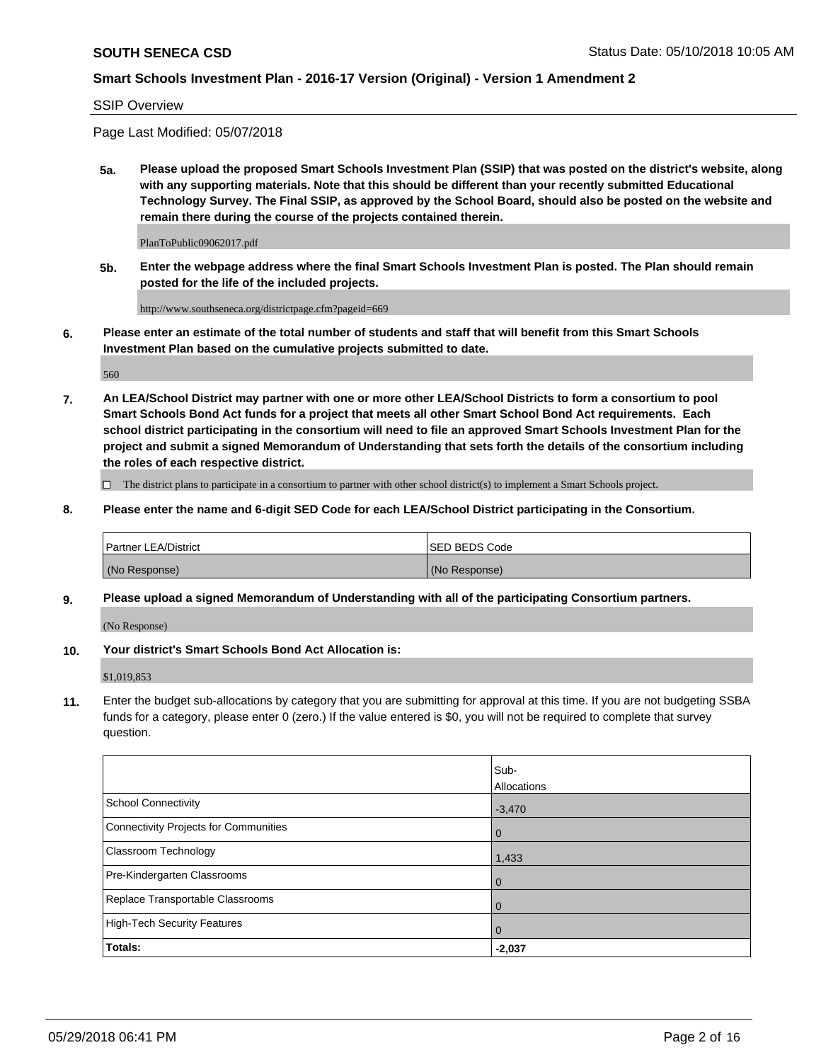**SOUTH SENECA CSD** Status Date: 05/10/2018 10:05 AM

**Smart Schools Investment Plan - 2016-17 Version (Original) - Version 1 Amendment 2**

SSIP Overview

Page Last Modified: 05/07/2018

**5a. Please upload the proposed Smart Schools Investment Plan (SSIP) that was posted on the district's website, along with any supporting materials. Note that this should be different than your recently submitted Educational Technology Survey. The Final SSIP, as approved by the School Board, should also be posted on the website and remain there during the course of the projects contained therein.**

PlanToPublic09062017.pdf

**5b. Enter the webpage address where the final Smart Schools Investment Plan is posted. The Plan should remain posted for the life of the included projects.**

http://www.southseneca.org/districtpage.cfm?pageid=669

**6. Please enter an estimate of the total number of students and staff that will benefit from this Smart Schools Investment Plan based on the cumulative projects submitted to date.**

560

**7. An LEA/School District may partner with one or more other LEA/School Districts to form a consortium to pool Smart Schools Bond Act funds for a project that meets all other Smart School Bond Act requirements. Each school district participating in the consortium will need to file an approved Smart Schools Investment Plan for the project and submit a signed Memorandum of Understanding that sets forth the details of the consortium including the roles of each respective district.**

☐ The district plans to participate in a consortium to partner with other school district(s) to implement a Smart Schools project.

**8. Please enter the name and 6-digit SED Code for each LEA/School District participating in the Consortium.**

| Partner LEA/District | SED BEDS Code |
|---|---|
| (No Response) | (No Response) |

**9. Please upload a signed Memorandum of Understanding with all of the participating Consortium partners.**

(No Response)

**10. Your district's Smart Schools Bond Act Allocation is:**

$1,019,853

**11.** Enter the budget sub-allocations by category that you are submitting for approval at this time. If you are not budgeting SSBA funds for a category, please enter 0 (zero.) If the value entered is $0, you will not be required to complete that survey question.

| | Sub-Allocations |
|---|---|
| School Connectivity | -3,470 |
| Connectivity Projects for Communities | 0 |
| Classroom Technology | 1,433 |
| Pre-Kindergarten Classrooms | 0 |
| Replace Transportable Classrooms | 0 |
| High-Tech Security Features | 0 |
| **Totals:** | **-2,037** |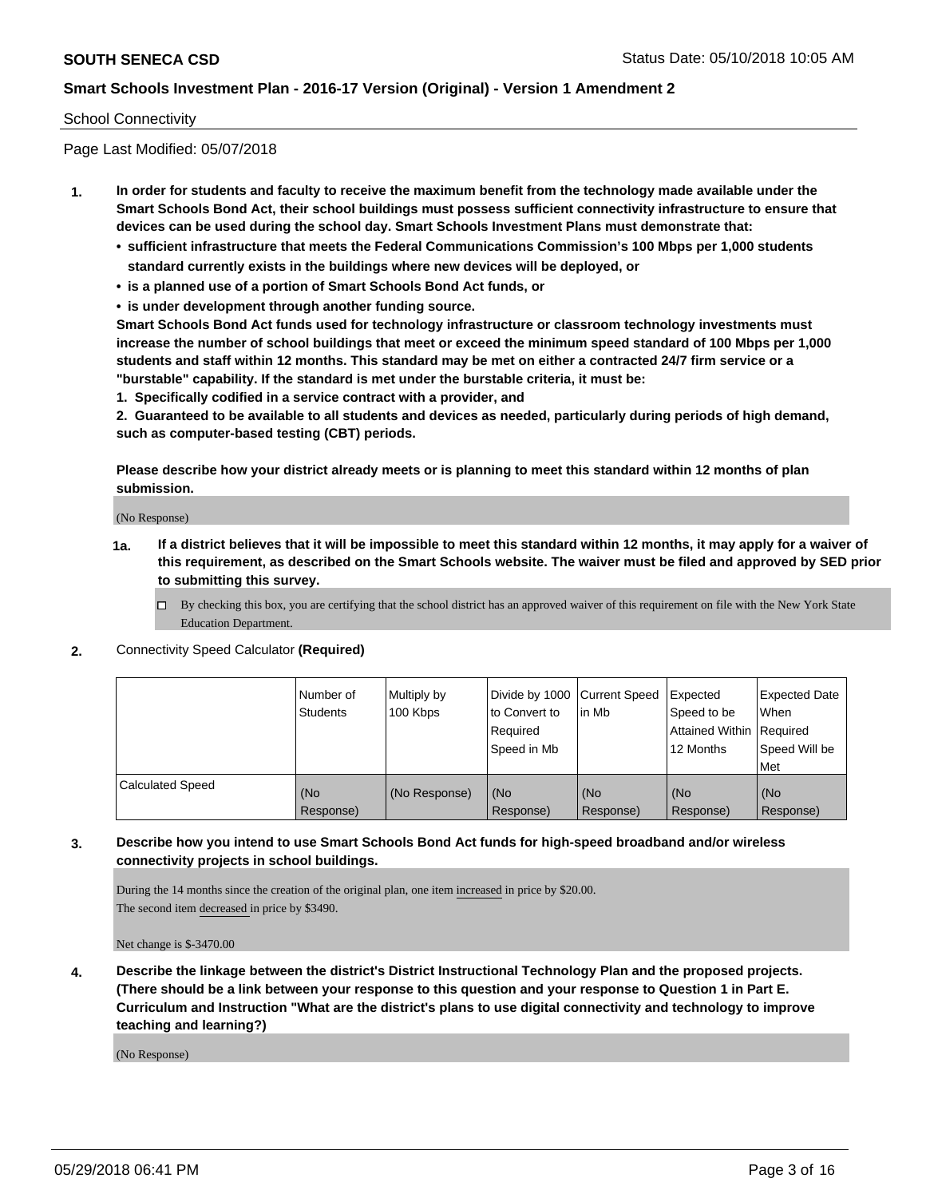School Connectivity

Page Last Modified: 05/07/2018

1. **In order for students and faculty to receive the maximum benefit from the technology made available under the Smart Schools Bond Act, their school buildings must possess sufficient connectivity infrastructure to ensure that devices can be used during the school day. Smart Schools Investment Plans must demonstrate that:**
   - **sufficient infrastructure that meets the Federal Communications Commission's 100 Mbps per 1,000 students standard currently exists in the buildings where new devices will be deployed, or**
   - **is a planned use of a portion of Smart Schools Bond Act funds, or**
   - **is under development through another funding source.**

   **Smart Schools Bond Act funds used for technology infrastructure or classroom technology investments must increase the number of school buildings that meet or exceed the minimum speed standard of 100 Mbps per 1,000 students and staff within 12 months. This standard may be met on either a contracted 24/7 firm service or a "burstable" capability. If the standard is met under the burstable criteria, it must be:**

   **1. Specifically codified in a service contract with a provider, and**

   **2. Guaranteed to be available to all students and devices as needed, particularly during periods of high demand, such as computer-based testing (CBT) periods.**

   **Please describe how your district already meets or is planning to meet this standard within 12 months of plan submission.**

   (No Response)

   **1a. If a district believes that it will be impossible to meet this standard within 12 months, it may apply for a waiver of this requirement, as described on the Smart Schools website. The waiver must be filed and approved by SED prior to submitting this survey.**

   - [ ] By checking this box, you are certifying that the school district has an approved waiver of this requirement on file with the New York State Education Department.

2. Connectivity Speed Calculator **(Required)**

| | Number of Students | Multiply by 100 Kbps | Divide by 1000 to Convert to Required Speed in Mb | Current Speed in Mb | Expected Speed to be Attained Within 12 Months | Expected Date When Required Speed Will be Met |
|---|---|---|---|---|---|---|
| Calculated Speed | (No Response) | (No Response) | (No Response) | (No Response) | (No Response) | (No Response) |

3. **Describe how you intend to use Smart Schools Bond Act funds for high-speed broadband and/or wireless connectivity projects in school buildings.**

   During the 14 months since the creation of the original plan, one item increased in price by $20.00.
   The second item decreased in price by $3490.

   Net change is $-3470.00

4. **Describe the linkage between the district's District Instructional Technology Plan and the proposed projects. (There should be a link between your response to this question and your response to Question 1 in Part E. Curriculum and Instruction "What are the district's plans to use digital connectivity and technology to improve teaching and learning?)**

   (No Response)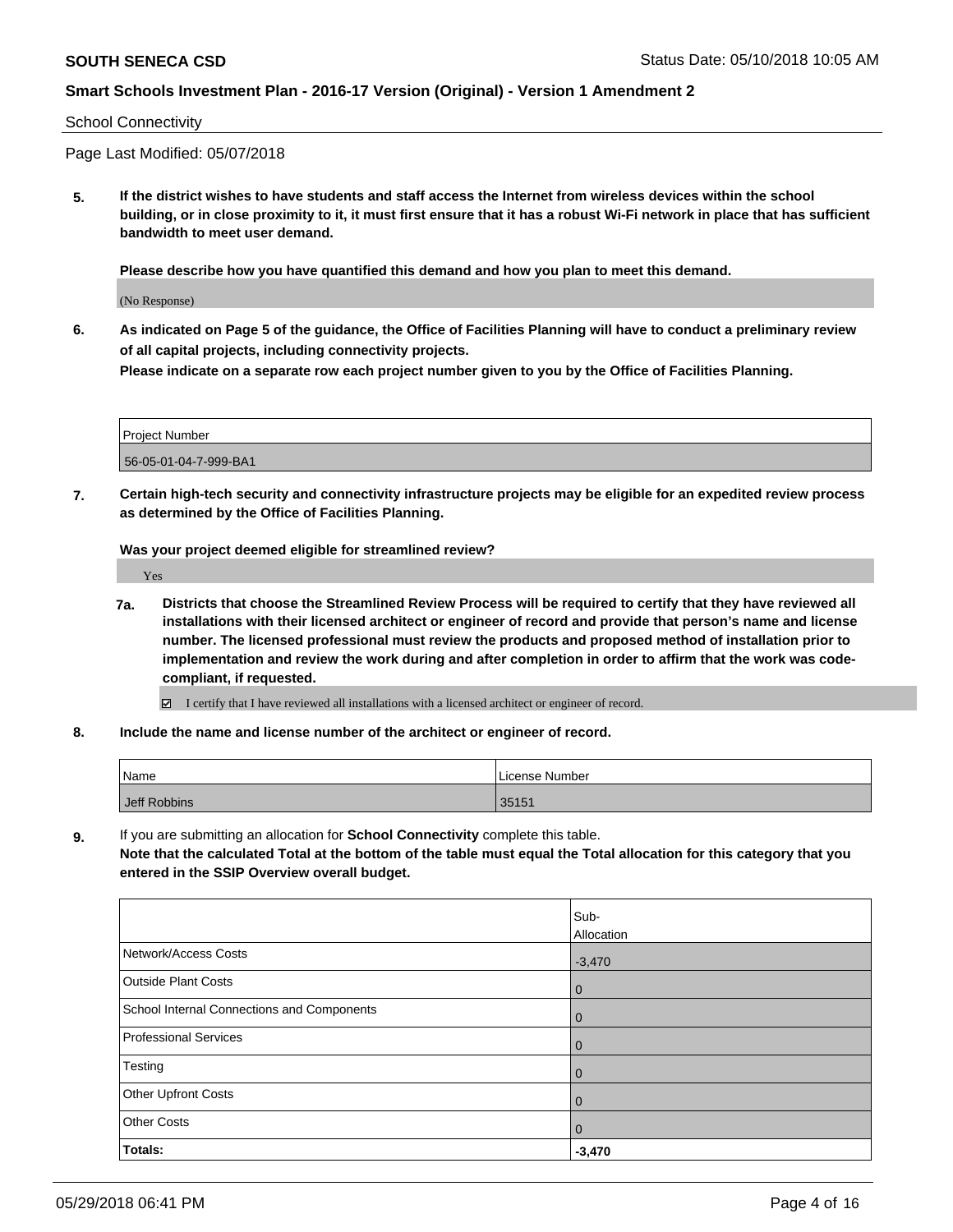School Connectivity

Page Last Modified: 05/07/2018

**5. If the district wishes to have students and staff access the Internet from wireless devices within the school building, or in close proximity to it, it must first ensure that it has a robust Wi-Fi network in place that has sufficient bandwidth to meet user demand.**

**Please describe how you have quantified this demand and how you plan to meet this demand.**

(No Response)

**6. As indicated on Page 5 of the guidance, the Office of Facilities Planning will have to conduct a preliminary review of all capital projects, including connectivity projects.**

**Please indicate on a separate row each project number given to you by the Office of Facilities Planning.**

| Project Number |
|---|
| 56-05-01-04-7-999-BA1 |

**7. Certain high-tech security and connectivity infrastructure projects may be eligible for an expedited review process as determined by the Office of Facilities Planning.**

**Was your project deemed eligible for streamlined review?**

Yes

**7a. Districts that choose the Streamlined Review Process will be required to certify that they have reviewed all installations with their licensed architect or engineer of record and provide that person's name and license number. The licensed professional must review the products and proposed method of installation prior to implementation and review the work during and after completion in order to affirm that the work was code-compliant, if requested.**

☑ I certify that I have reviewed all installations with a licensed architect or engineer of record.

**8. Include the name and license number of the architect or engineer of record.**

| Name | License Number |
|---|---|
| Jeff Robbins | 35151 |

**9.** If you are submitting an allocation for **School Connectivity** complete this table.
**Note that the calculated Total at the bottom of the table must equal the Total allocation for this category that you entered in the SSIP Overview overall budget.**

| | Sub-Allocation |
|---|---|
| Network/Access Costs | -3,470 |
| Outside Plant Costs | 0 |
| School Internal Connections and Components | 0 |
| Professional Services | 0 |
| Testing | 0 |
| Other Upfront Costs | 0 |
| Other Costs | 0 |
| **Totals:** | **-3,470** |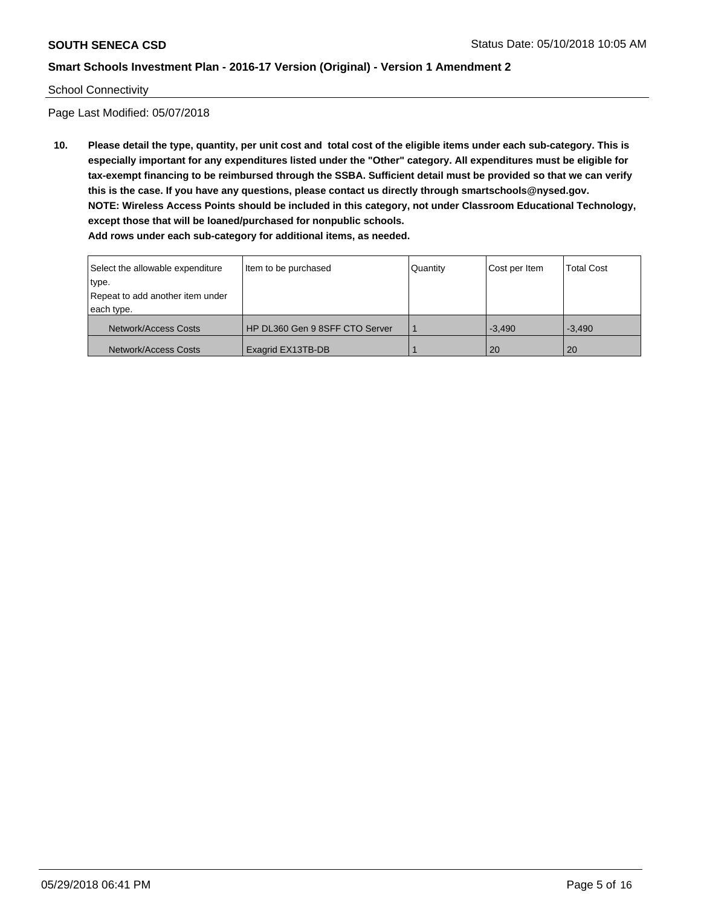School Connectivity

Page Last Modified: 05/07/2018

**10. Please detail the type, quantity, per unit cost and total cost of the eligible items under each sub-category. This is especially important for any expenditures listed under the "Other" category. All expenditures must be eligible for tax-exempt financing to be reimbursed through the SSBA. Sufficient detail must be provided so that we can verify this is the case. If you have any questions, please contact us directly through smartschools@nysed.gov.**
**NOTE: Wireless Access Points should be included in this category, not under Classroom Educational Technology, except those that will be loaned/purchased for nonpublic schools.**
**Add rows under each sub-category for additional items, as needed.**

| Select the allowable expenditure type. Repeat to add another item under each type. | Item to be purchased | Quantity | Cost per Item | Total Cost |
|---|---|---|---|---|
| Network/Access Costs | HP DL360 Gen 9 8SFF CTO Server | 1 | -3,490 | -3,490 |
| Network/Access Costs | Exagrid EX13TB-DB | 1 | 20 | 20 |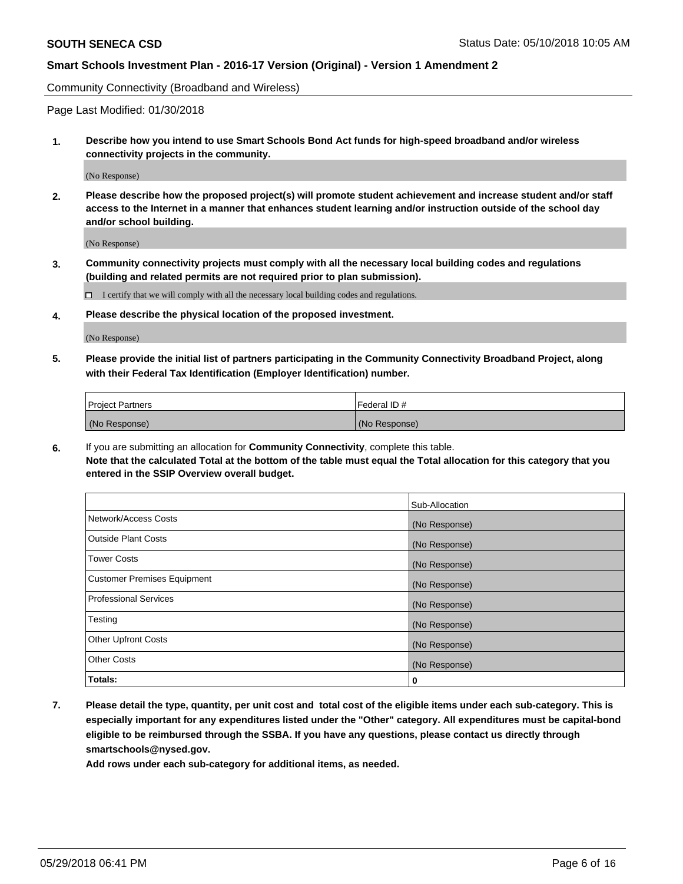Community Connectivity (Broadband and Wireless)

Page Last Modified: 01/30/2018

**1. Describe how you intend to use Smart Schools Bond Act funds for high-speed broadband and/or wireless connectivity projects in the community.**

(No Response)

**2. Please describe how the proposed project(s) will promote student achievement and increase student and/or staff access to the Internet in a manner that enhances student learning and/or instruction outside of the school day and/or school building.**

(No Response)

**3. Community connectivity projects must comply with all the necessary local building codes and regulations (building and related permits are not required prior to plan submission).**

☐ I certify that we will comply with all the necessary local building codes and regulations.

**4. Please describe the physical location of the proposed investment.**

(No Response)

**5. Please provide the initial list of partners participating in the Community Connectivity Broadband Project, along with their Federal Tax Identification (Employer Identification) number.**

| Project Partners | Federal ID # |
|---|---|
| (No Response) | (No Response) |

**6.** If you are submitting an allocation for **Community Connectivity**, complete this table.
**Note that the calculated Total at the bottom of the table must equal the Total allocation for this category that you entered in the SSIP Overview overall budget.**

| | Sub-Allocation |
|---|---|
| Network/Access Costs | (No Response) |
| Outside Plant Costs | (No Response) |
| Tower Costs | (No Response) |
| Customer Premises Equipment | (No Response) |
| Professional Services | (No Response) |
| Testing | (No Response) |
| Other Upfront Costs | (No Response) |
| Other Costs | (No Response) |
| **Totals:** | **0** |

**7. Please detail the type, quantity, per unit cost and total cost of the eligible items under each sub-category. This is especially important for any expenditures listed under the "Other" category. All expenditures must be capital-bond eligible to be reimbursed through the SSBA. If you have any questions, please contact us directly through smartschools@nysed.gov.**

**Add rows under each sub-category for additional items, as needed.**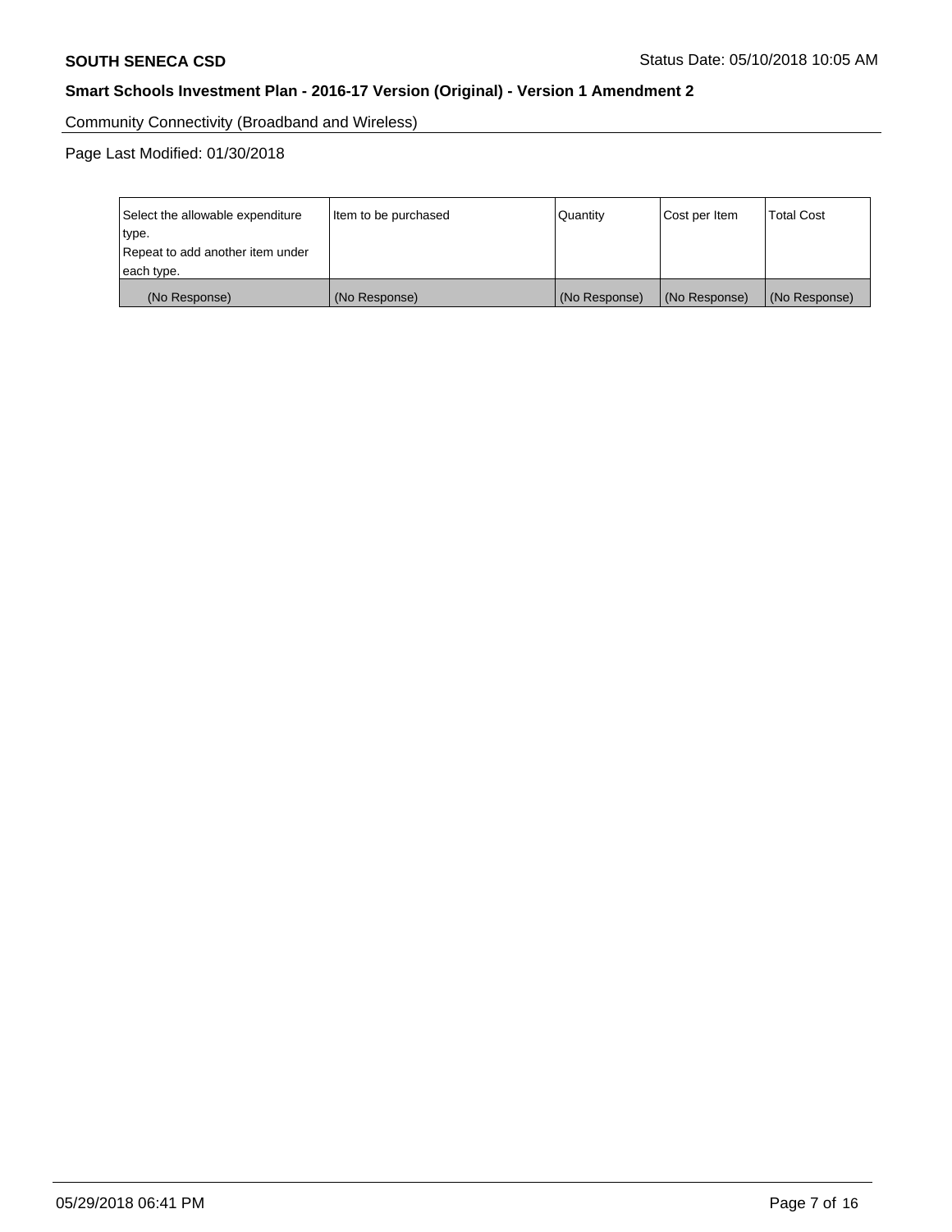Community Connectivity (Broadband and Wireless)

Page Last Modified: 01/30/2018

| Select the allowable expenditure type.<br>Repeat to add another item under each type. | Item to be purchased | Quantity | Cost per Item | Total Cost |
|---|---|---|---|---|
| (No Response) | (No Response) | (No Response) | (No Response) | (No Response) |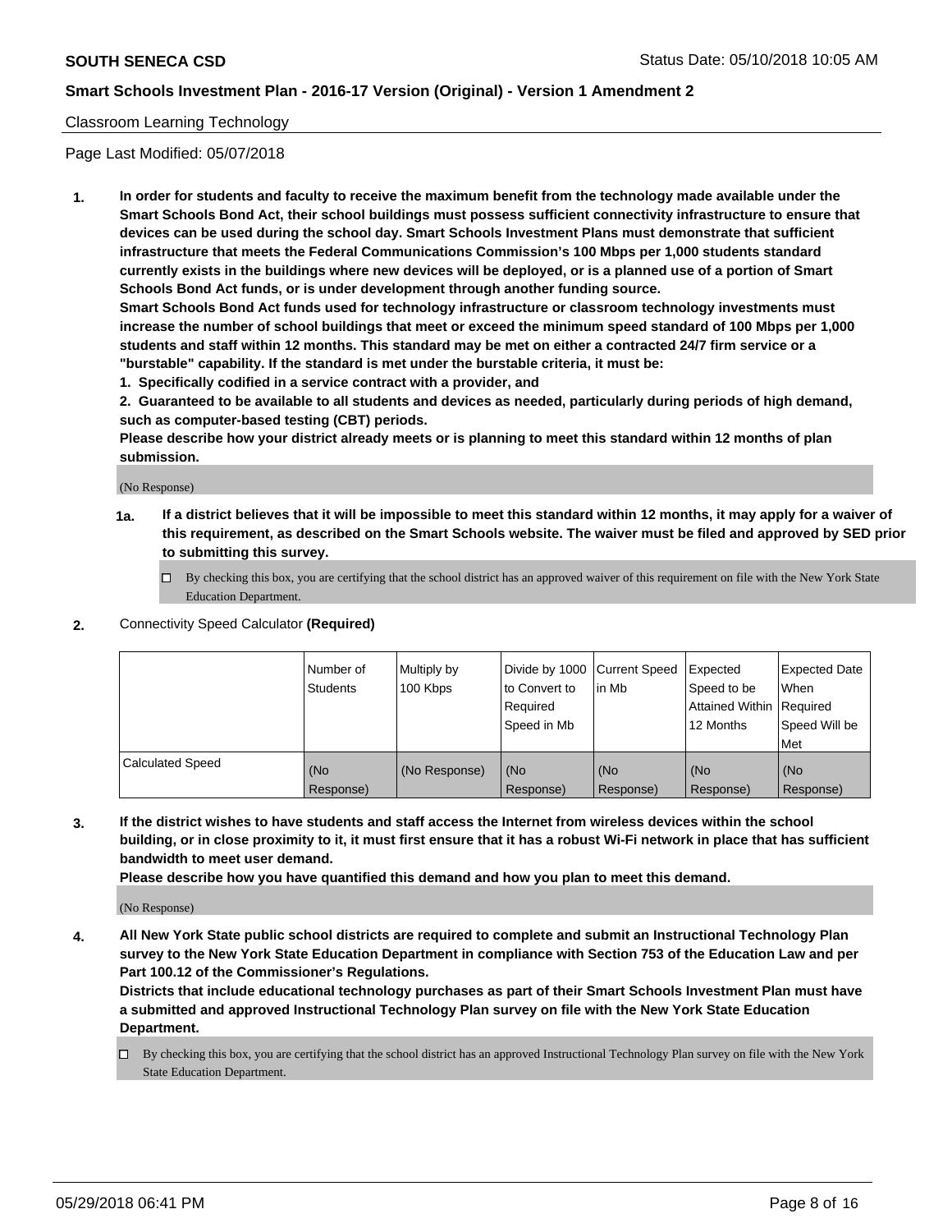Classroom Learning Technology

Page Last Modified: 05/07/2018

**1. In order for students and faculty to receive the maximum benefit from the technology made available under the Smart Schools Bond Act, their school buildings must possess sufficient connectivity infrastructure to ensure that devices can be used during the school day. Smart Schools Investment Plans must demonstrate that sufficient infrastructure that meets the Federal Communications Commission's 100 Mbps per 1,000 students standard currently exists in the buildings where new devices will be deployed, or is a planned use of a portion of Smart Schools Bond Act funds, or is under development through another funding source.**

**Smart Schools Bond Act funds used for technology infrastructure or classroom technology investments must increase the number of school buildings that meet or exceed the minimum speed standard of 100 Mbps per 1,000 students and staff within 12 months. This standard may be met on either a contracted 24/7 firm service or a "burstable" capability. If the standard is met under the burstable criteria, it must be:**

**1. Specifically codified in a service contract with a provider, and**

**2. Guaranteed to be available to all students and devices as needed, particularly during periods of high demand, such as computer-based testing (CBT) periods.**

**Please describe how your district already meets or is planning to meet this standard within 12 months of plan submission.**

(No Response)

**1a. If a district believes that it will be impossible to meet this standard within 12 months, it may apply for a waiver of this requirement, as described on the Smart Schools website. The waiver must be filed and approved by SED prior to submitting this survey.**

☐ By checking this box, you are certifying that the school district has an approved waiver of this requirement on file with the New York State Education Department.

**2.** Connectivity Speed Calculator **(Required)**

| | Number of Students | Multiply by 100 Kbps | Divide by 1000 to Convert to Required Speed in Mb | Current Speed in Mb | Expected Speed to be Attained Within 12 Months | Expected Date When Required Speed Will be Met |
|---|---|---|---|---|---|---|
| Calculated Speed | (No Response) | (No Response) | (No Response) | (No Response) | (No Response) | (No Response) |

**3. If the district wishes to have students and staff access the Internet from wireless devices within the school building, or in close proximity to it, it must first ensure that it has a robust Wi-Fi network in place that has sufficient bandwidth to meet user demand.**

**Please describe how you have quantified this demand and how you plan to meet this demand.**

(No Response)

**4. All New York State public school districts are required to complete and submit an Instructional Technology Plan survey to the New York State Education Department in compliance with Section 753 of the Education Law and per Part 100.12 of the Commissioner's Regulations.**

**Districts that include educational technology purchases as part of their Smart Schools Investment Plan must have a submitted and approved Instructional Technology Plan survey on file with the New York State Education Department.**

☐ By checking this box, you are certifying that the school district has an approved Instructional Technology Plan survey on file with the New York State Education Department.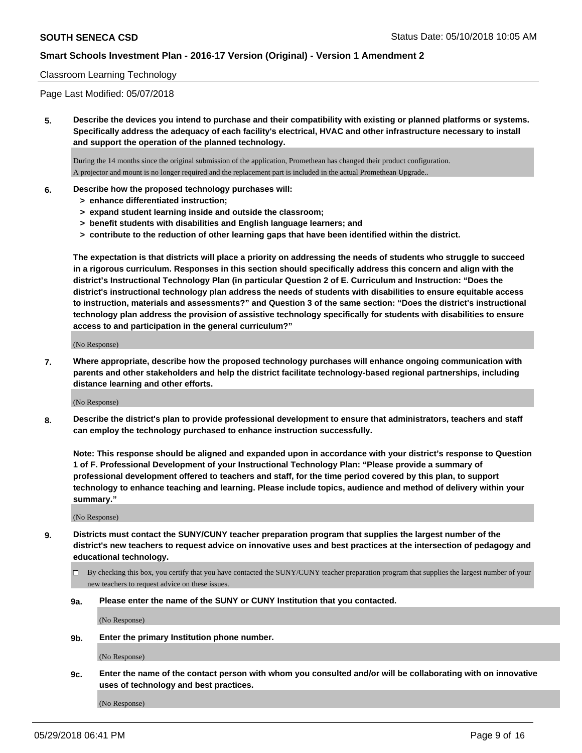Classroom Learning Technology

Page Last Modified: 05/07/2018

**5. Describe the devices you intend to purchase and their compatibility with existing or planned platforms or systems. Specifically address the adequacy of each facility's electrical, HVAC and other infrastructure necessary to install and support the operation of the planned technology.**

During the 14 months since the original submission of the application, Promethean has changed their product configuration.
A projector and mount is no longer required and the replacement part is included in the actual Promethean Upgrade..

**6. Describe how the proposed technology purchases will:**
- **> enhance differentiated instruction;**
- **> expand student learning inside and outside the classroom;**
- **> benefit students with disabilities and English language learners; and**
- **> contribute to the reduction of other learning gaps that have been identified within the district.**

**The expectation is that districts will place a priority on addressing the needs of students who struggle to succeed in a rigorous curriculum. Responses in this section should specifically address this concern and align with the district's Instructional Technology Plan (in particular Question 2 of E. Curriculum and Instruction: "Does the district's instructional technology plan address the needs of students with disabilities to ensure equitable access to instruction, materials and assessments?" and Question 3 of the same section: "Does the district's instructional technology plan address the provision of assistive technology specifically for students with disabilities to ensure access to and participation in the general curriculum?"**

(No Response)

**7. Where appropriate, describe how the proposed technology purchases will enhance ongoing communication with parents and other stakeholders and help the district facilitate technology-based regional partnerships, including distance learning and other efforts.**

(No Response)

**8. Describe the district's plan to provide professional development to ensure that administrators, teachers and staff can employ the technology purchased to enhance instruction successfully.**

**Note: This response should be aligned and expanded upon in accordance with your district's response to Question 1 of F. Professional Development of your Instructional Technology Plan: "Please provide a summary of professional development offered to teachers and staff, for the time period covered by this plan, to support technology to enhance teaching and learning. Please include topics, audience and method of delivery within your summary."**

(No Response)

**9. Districts must contact the SUNY/CUNY teacher preparation program that supplies the largest number of the district's new teachers to request advice on innovative uses and best practices at the intersection of pedagogy and educational technology.**

☐ By checking this box, you certify that you have contacted the SUNY/CUNY teacher preparation program that supplies the largest number of your new teachers to request advice on these issues.

**9a. Please enter the name of the SUNY or CUNY Institution that you contacted.**

(No Response)

**9b. Enter the primary Institution phone number.**

(No Response)

**9c. Enter the name of the contact person with whom you consulted and/or will be collaborating with on innovative uses of technology and best practices.**

(No Response)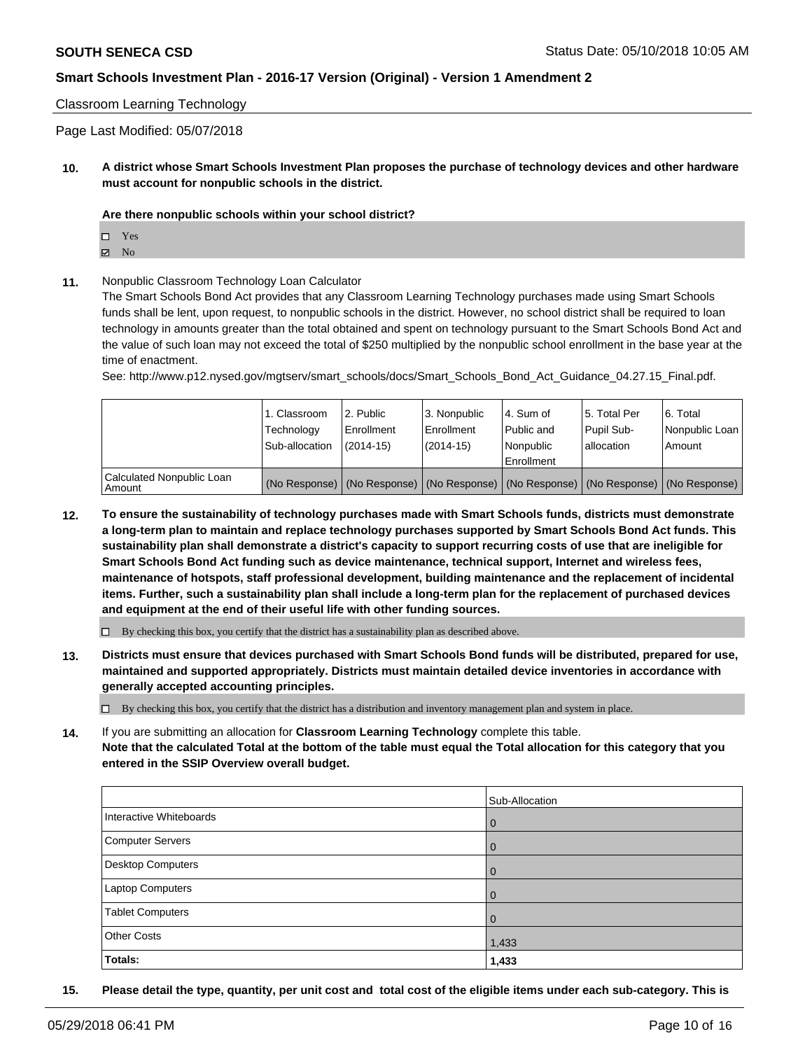Classroom Learning Technology

Page Last Modified: 05/07/2018

**10. A district whose Smart Schools Investment Plan proposes the purchase of technology devices and other hardware must account for nonpublic schools in the district.**

**Are there nonpublic schools within your school district?**

☐ Yes
☑ No

**11.** Nonpublic Classroom Technology Loan Calculator

The Smart Schools Bond Act provides that any Classroom Learning Technology purchases made using Smart Schools funds shall be lent, upon request, to nonpublic schools in the district. However, no school district shall be required to loan technology in amounts greater than the total obtained and spent on technology pursuant to the Smart Schools Bond Act and the value of such loan may not exceed the total of $250 multiplied by the nonpublic school enrollment in the base year at the time of enactment.

See: http://www.p12.nysed.gov/mgtserv/smart_schools/docs/Smart_Schools_Bond_Act_Guidance_04.27.15_Final.pdf.

| | 1. Classroom Technology Sub-allocation | 2. Public Enrollment (2014-15) | 3. Nonpublic Enrollment (2014-15) | 4. Sum of Public and Nonpublic Enrollment | 5. Total Per Pupil Sub-allocation | 6. Total Nonpublic Loan Amount |
|---|---|---|---|---|---|---|
| Calculated Nonpublic Loan Amount | (No Response) | (No Response) | (No Response) | (No Response) | (No Response) | (No Response) |

**12. To ensure the sustainability of technology purchases made with Smart Schools funds, districts must demonstrate a long-term plan to maintain and replace technology purchases supported by Smart Schools Bond Act funds. This sustainability plan shall demonstrate a district's capacity to support recurring costs of use that are ineligible for Smart Schools Bond Act funding such as device maintenance, technical support, Internet and wireless fees, maintenance of hotspots, staff professional development, building maintenance and the replacement of incidental items. Further, such a sustainability plan shall include a long-term plan for the replacement of purchased devices and equipment at the end of their useful life with other funding sources.**

☐ By checking this box, you certify that the district has a sustainability plan as described above.

**13. Districts must ensure that devices purchased with Smart Schools Bond funds will be distributed, prepared for use, maintained and supported appropriately. Districts must maintain detailed device inventories in accordance with generally accepted accounting principles.**

☐ By checking this box, you certify that the district has a distribution and inventory management plan and system in place.

**14.** If you are submitting an allocation for **Classroom Learning Technology** complete this table.
**Note that the calculated Total at the bottom of the table must equal the Total allocation for this category that you entered in the SSIP Overview overall budget.**

| | Sub-Allocation |
|---|---|
| Interactive Whiteboards | 0 |
| Computer Servers | 0 |
| Desktop Computers | 0 |
| Laptop Computers | 0 |
| Tablet Computers | 0 |
| Other Costs | 1,433 |
| **Totals:** | **1,433** |

**15. Please detail the type, quantity, per unit cost and total cost of the eligible items under each sub-category. This is**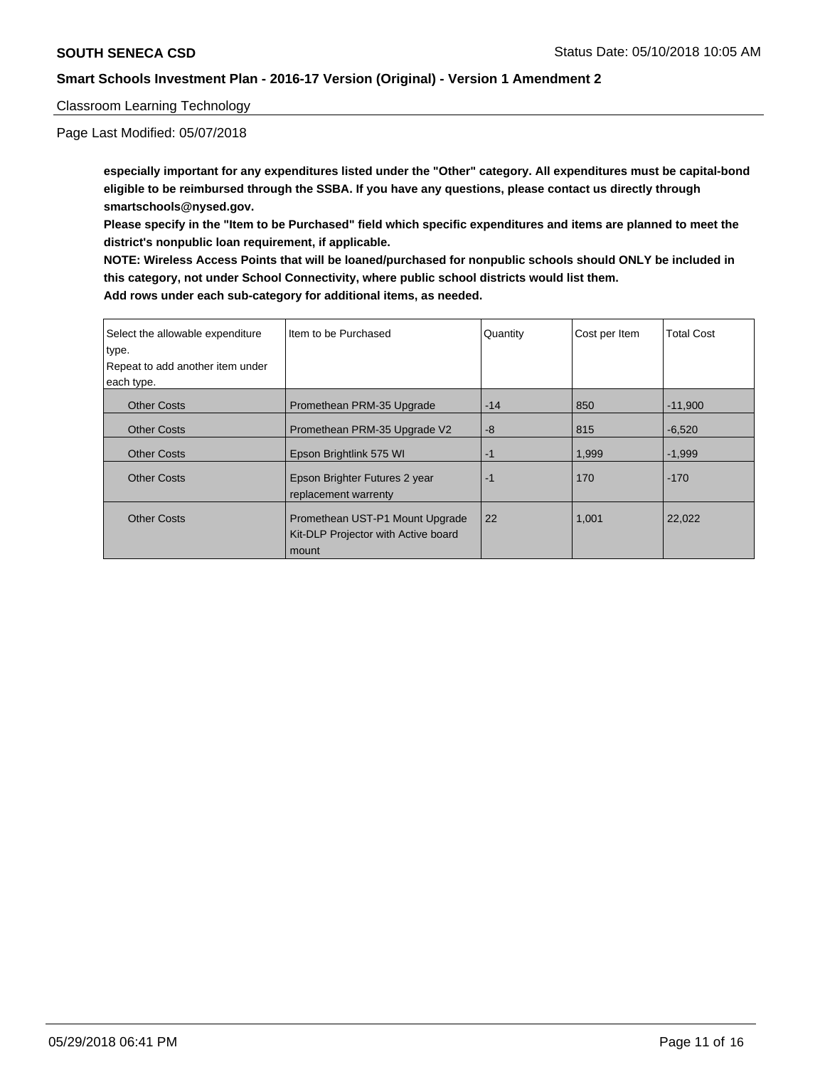**especially important for any expenditures listed under the "Other" category. All expenditures must be capital-bond eligible to be reimbursed through the SSBA. If you have any questions, please contact us directly through smartschools@nysed.gov.**

**Please specify in the "Item to be Purchased" field which specific expenditures and items are planned to meet the district's nonpublic loan requirement, if applicable.**

**NOTE: Wireless Access Points that will be loaned/purchased for nonpublic schools should ONLY be included in this category, not under School Connectivity, where public school districts would list them.**

**Add rows under each sub-category for additional items, as needed.**

| Select the allowable expenditure type. Repeat to add another item under each type. | Item to be Purchased | Quantity | Cost per Item | Total Cost |
|---|---|---|---|---|
| Other Costs | Promethean PRM-35 Upgrade | -14 | 850 | -11,900 |
| Other Costs | Promethean PRM-35 Upgrade V2 | -8 | 815 | -6,520 |
| Other Costs | Epson Brightlink 575 WI | -1 | 1,999 | -1,999 |
| Other Costs | Epson Brighter Futures 2 year replacement warrenty | -1 | 170 | -170 |
| Other Costs | Promethean UST-P1 Mount Upgrade Kit-DLP Projector with Active board mount | 22 | 1,001 | 22,022 |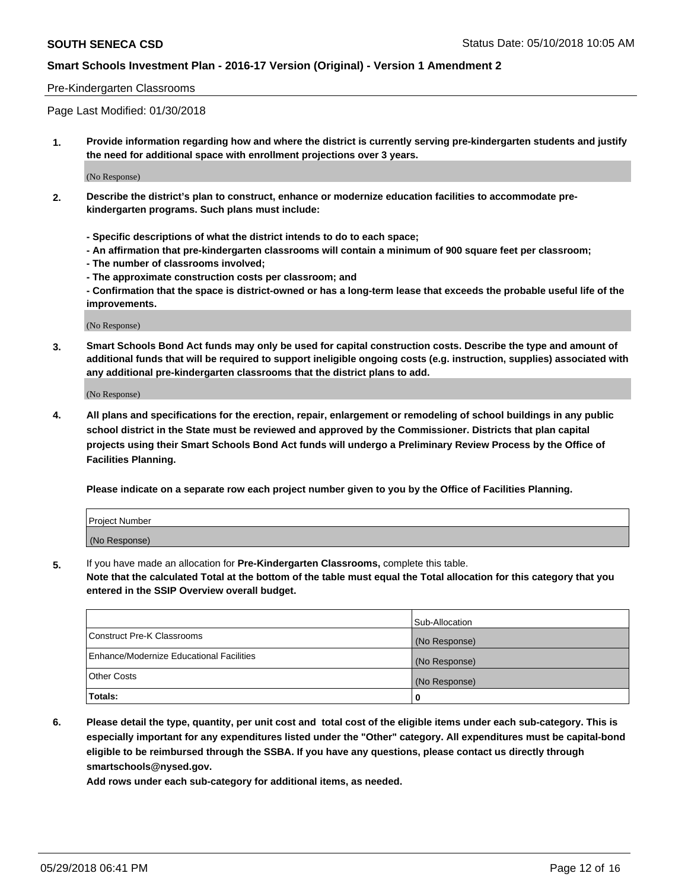Pre-Kindergarten Classrooms

Page Last Modified: 01/30/2018

1. **Provide information regarding how and where the district is currently serving pre-kindergarten students and justify the need for additional space with enrollment projections over 3 years.**

   (No Response)

2. **Describe the district's plan to construct, enhance or modernize education facilities to accommodate pre-kindergarten programs. Such plans must include:**

   **- Specific descriptions of what the district intends to do to each space;**
   **- An affirmation that pre-kindergarten classrooms will contain a minimum of 900 square feet per classroom;**
   **- The number of classrooms involved;**
   **- The approximate construction costs per classroom; and**
   **- Confirmation that the space is district-owned or has a long-term lease that exceeds the probable useful life of the improvements.**

   (No Response)

3. **Smart Schools Bond Act funds may only be used for capital construction costs. Describe the type and amount of additional funds that will be required to support ineligible ongoing costs (e.g. instruction, supplies) associated with any additional pre-kindergarten classrooms that the district plans to add.**

   (No Response)

4. **All plans and specifications for the erection, repair, enlargement or remodeling of school buildings in any public school district in the State must be reviewed and approved by the Commissioner. Districts that plan capital projects using their Smart Schools Bond Act funds will undergo a Preliminary Review Process by the Office of Facilities Planning.**

   **Please indicate on a separate row each project number given to you by the Office of Facilities Planning.**

| Project Number |
|---|
| (No Response) |

5. If you have made an allocation for **Pre-Kindergarten Classrooms,** complete this table.
   **Note that the calculated Total at the bottom of the table must equal the Total allocation for this category that you entered in the SSIP Overview overall budget.**

| | Sub-Allocation |
|---|---|
| Construct Pre-K Classrooms | (No Response) |
| Enhance/Modernize Educational Facilities | (No Response) |
| Other Costs | (No Response) |
| **Totals:** | **0** |

6. **Please detail the type, quantity, per unit cost and total cost of the eligible items under each sub-category. This is especially important for any expenditures listed under the "Other" category. All expenditures must be capital-bond eligible to be reimbursed through the SSBA. If you have any questions, please contact us directly through smartschools@nysed.gov.**

   **Add rows under each sub-category for additional items, as needed.**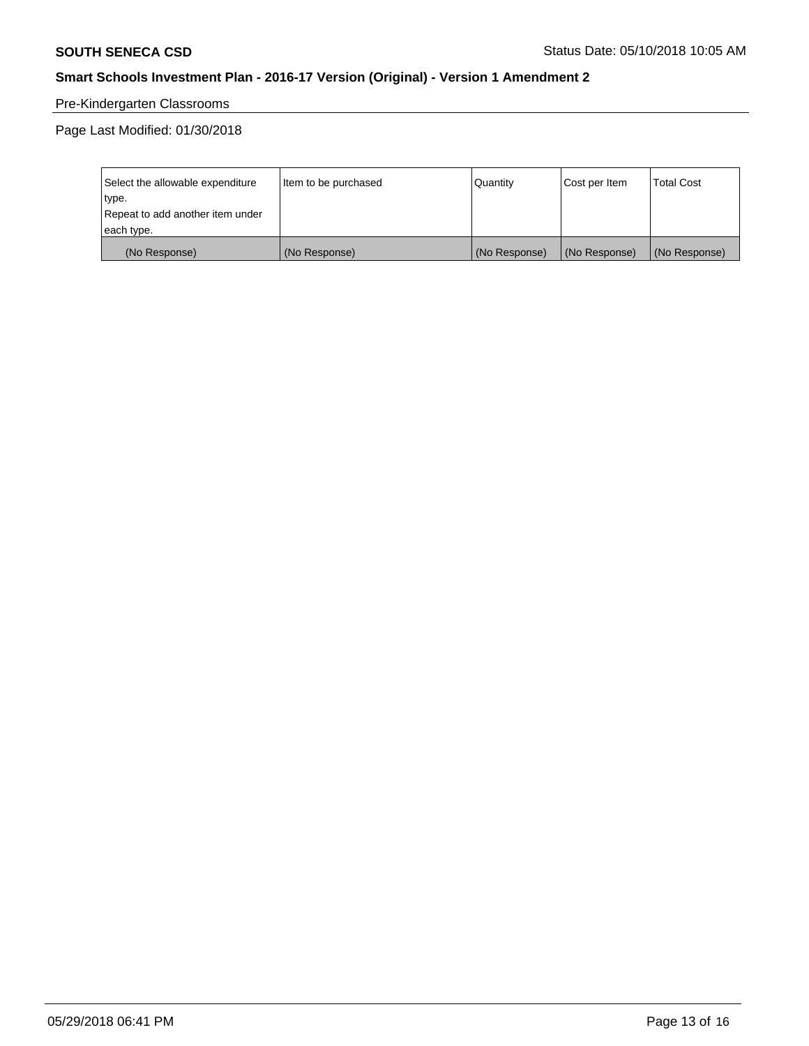Pre-Kindergarten Classrooms

Page Last Modified: 01/30/2018

| Select the allowable expenditure type. Repeat to add another item under each type. | Item to be purchased | Quantity | Cost per Item | Total Cost |
|---|---|---|---|---|
| (No Response) | (No Response) | (No Response) | (No Response) | (No Response) |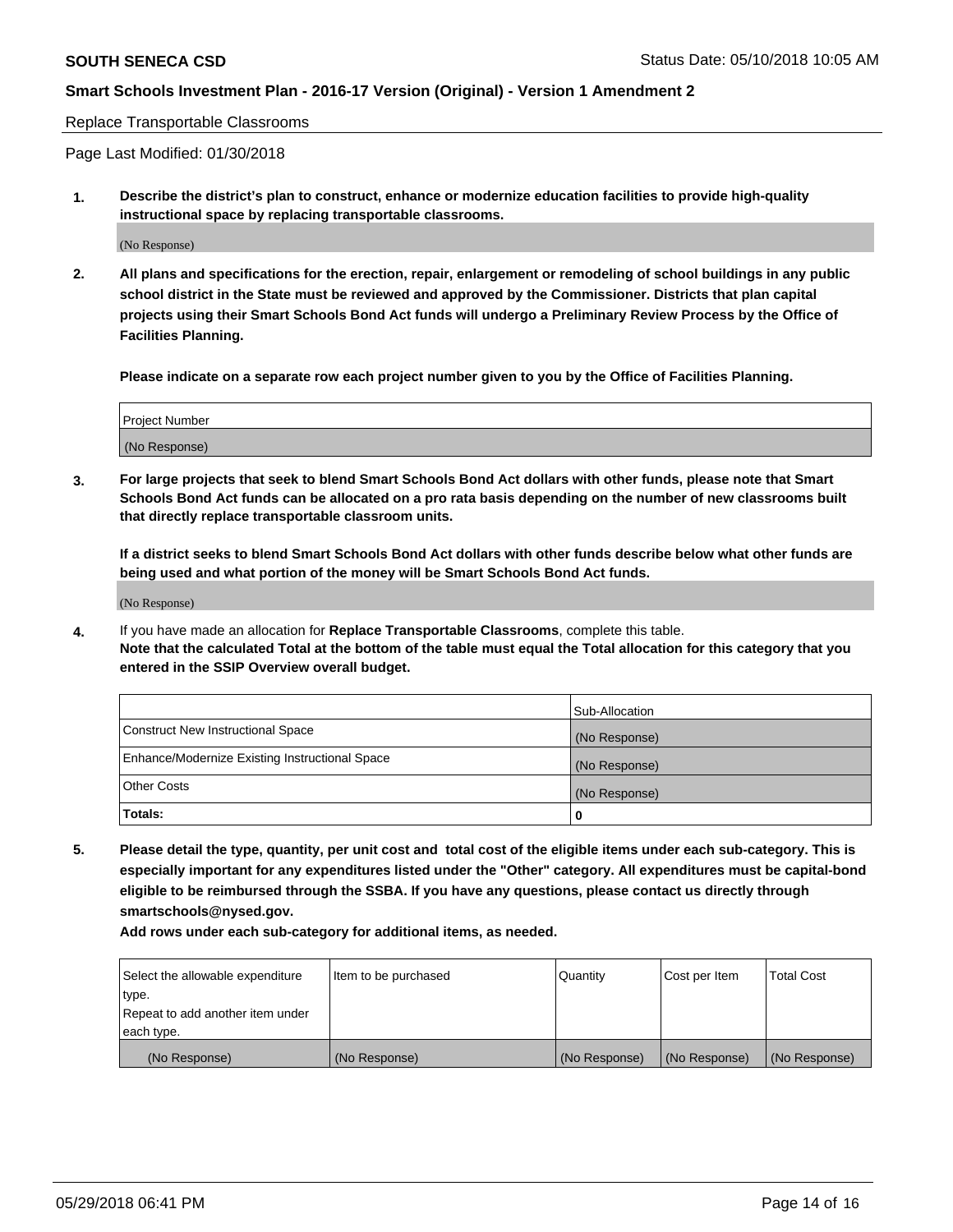Replace Transportable Classrooms

Page Last Modified: 01/30/2018

1. **Describe the district's plan to construct, enhance or modernize education facilities to provide high-quality instructional space by replacing transportable classrooms.**

(No Response)

2. **All plans and specifications for the erection, repair, enlargement or remodeling of school buildings in any public school district in the State must be reviewed and approved by the Commissioner. Districts that plan capital projects using their Smart Schools Bond Act funds will undergo a Preliminary Review Process by the Office of Facilities Planning.**

   **Please indicate on a separate row each project number given to you by the Office of Facilities Planning.**

| Project Number |
|---|
| (No Response) |

3. **For large projects that seek to blend Smart Schools Bond Act dollars with other funds, please note that Smart Schools Bond Act funds can be allocated on a pro rata basis depending on the number of new classrooms built that directly replace transportable classroom units.**

   **If a district seeks to blend Smart Schools Bond Act dollars with other funds describe below what other funds are being used and what portion of the money will be Smart Schools Bond Act funds.**

(No Response)

4. If you have made an allocation for **Replace Transportable Classrooms**, complete this table.
**Note that the calculated Total at the bottom of the table must equal the Total allocation for this category that you entered in the SSIP Overview overall budget.**

| | Sub-Allocation |
|---|---|
| Construct New Instructional Space | (No Response) |
| Enhance/Modernize Existing Instructional Space | (No Response) |
| Other Costs | (No Response) |
| **Totals:** | **0** |

5. **Please detail the type, quantity, per unit cost and total cost of the eligible items under each sub-category. This is especially important for any expenditures listed under the "Other" category. All expenditures must be capital-bond eligible to be reimbursed through the SSBA. If you have any questions, please contact us directly through smartschools@nysed.gov.**

   **Add rows under each sub-category for additional items, as needed.**

| Select the allowable expenditure type. Repeat to add another item under each type. | Item to be purchased | Quantity | Cost per Item | Total Cost |
|---|---|---|---|---|
| (No Response) | (No Response) | (No Response) | (No Response) | (No Response) |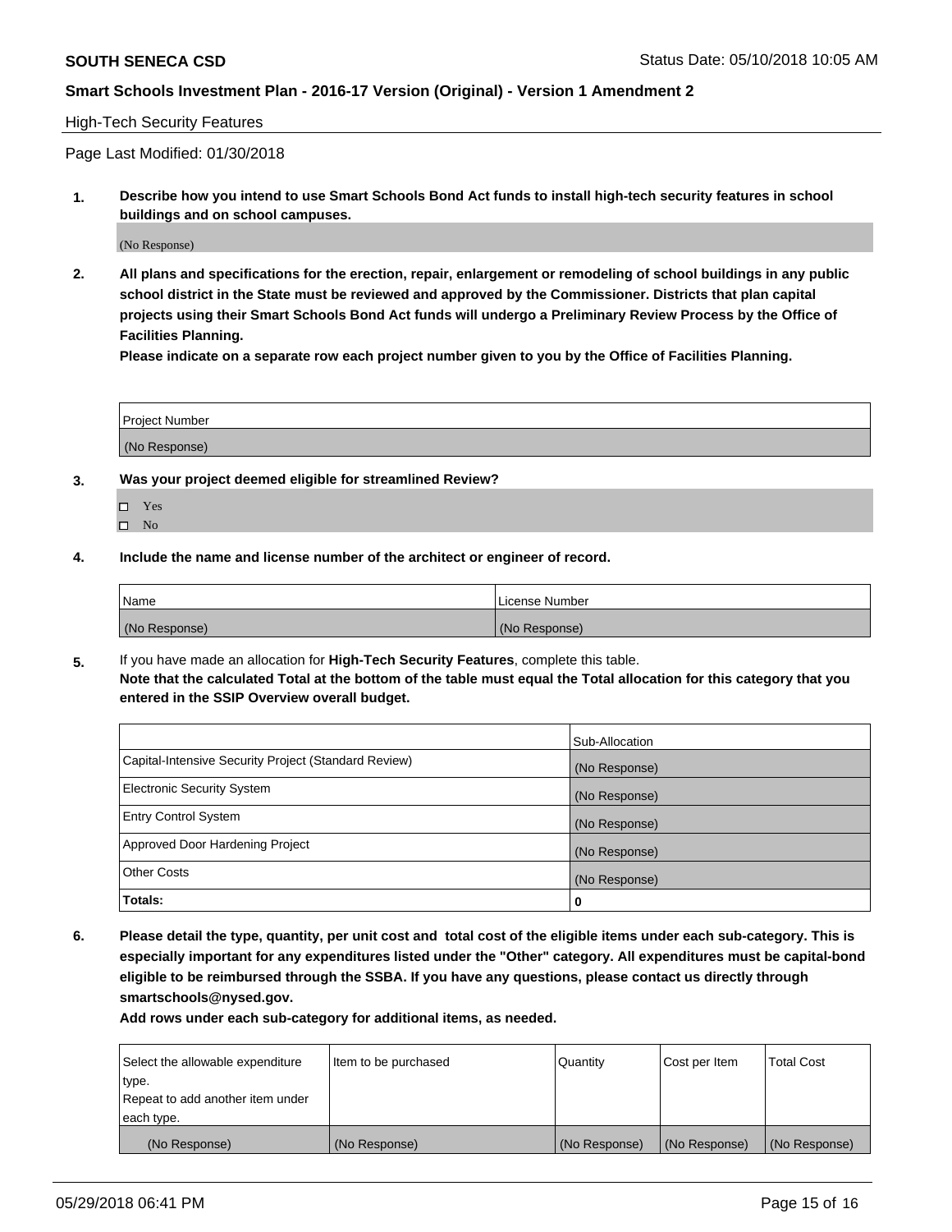High-Tech Security Features

Page Last Modified: 01/30/2018

**1. Describe how you intend to use Smart Schools Bond Act funds to install high-tech security features in school buildings and on school campuses.**

(No Response)

**2. All plans and specifications for the erection, repair, enlargement or remodeling of school buildings in any public school district in the State must be reviewed and approved by the Commissioner. Districts that plan capital projects using their Smart Schools Bond Act funds will undergo a Preliminary Review Process by the Office of Facilities Planning.**

**Please indicate on a separate row each project number given to you by the Office of Facilities Planning.**

| Project Number |
|---|
| (No Response) |

**3. Was your project deemed eligible for streamlined Review?**

- ☐ Yes
- ☐ No

**4. Include the name and license number of the architect or engineer of record.**

| Name | License Number |
|---|---|
| (No Response) | (No Response) |

**5.** If you have made an allocation for **High-Tech Security Features**, complete this table.
**Note that the calculated Total at the bottom of the table must equal the Total allocation for this category that you entered in the SSIP Overview overall budget.**

| | Sub-Allocation |
|---|---|
| Capital-Intensive Security Project (Standard Review) | (No Response) |
| Electronic Security System | (No Response) |
| Entry Control System | (No Response) |
| Approved Door Hardening Project | (No Response) |
| Other Costs | (No Response) |
| **Totals:** | **0** |

**6. Please detail the type, quantity, per unit cost and total cost of the eligible items under each sub-category. This is especially important for any expenditures listed under the "Other" category. All expenditures must be capital-bond eligible to be reimbursed through the SSBA. If you have any questions, please contact us directly through smartschools@nysed.gov.**

**Add rows under each sub-category for additional items, as needed.**

| Select the allowable expenditure type. Repeat to add another item under each type. | Item to be purchased | Quantity | Cost per Item | Total Cost |
|---|---|---|---|---|
| (No Response) | (No Response) | (No Response) | (No Response) | (No Response) |